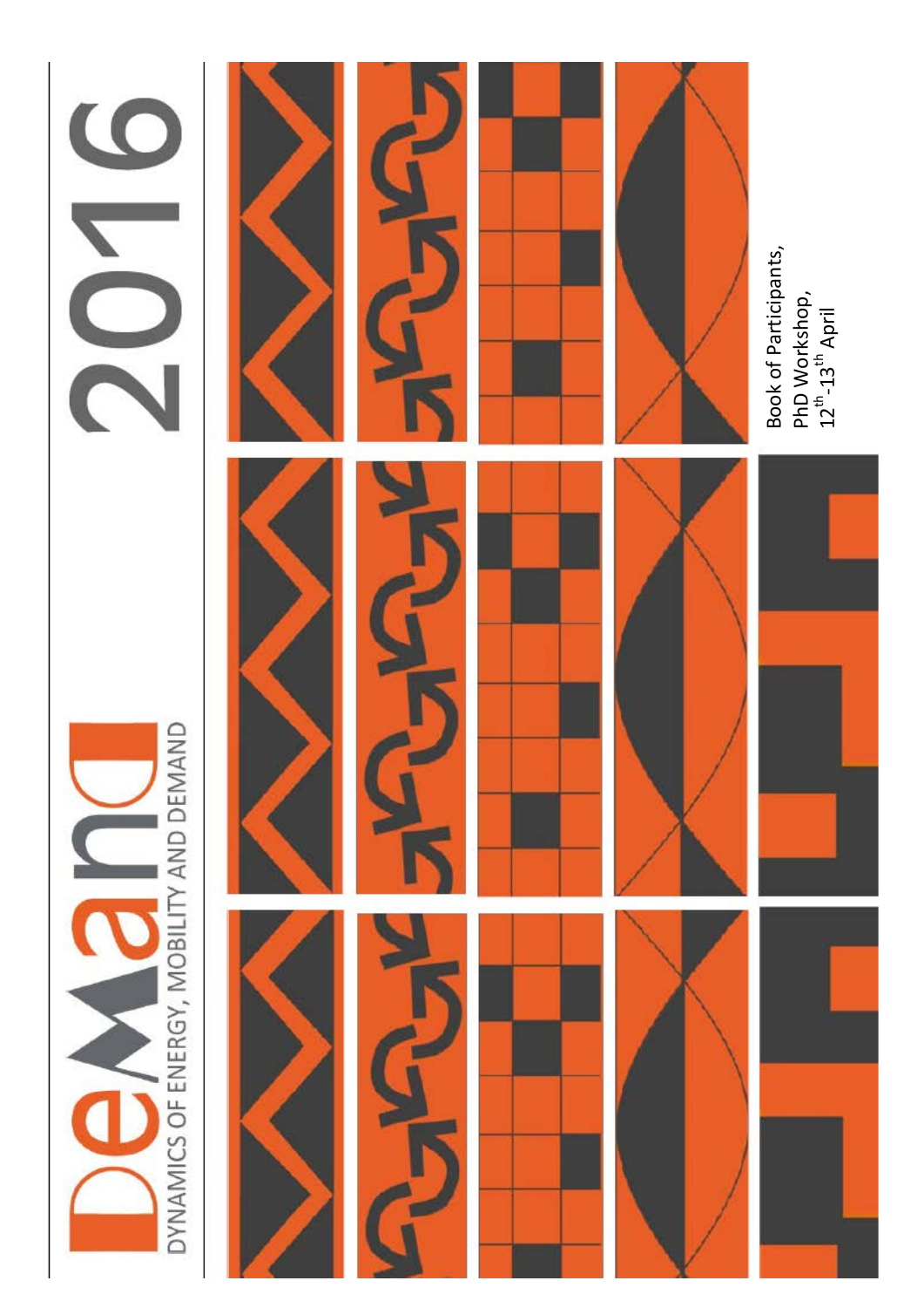# DEMAND

DYNAMICS OF ENERGY, MOBILITY AND DEMAND

# 2016

Book of Participants,
PhD Workshop,
$12^{th}$-$13^{th}$ April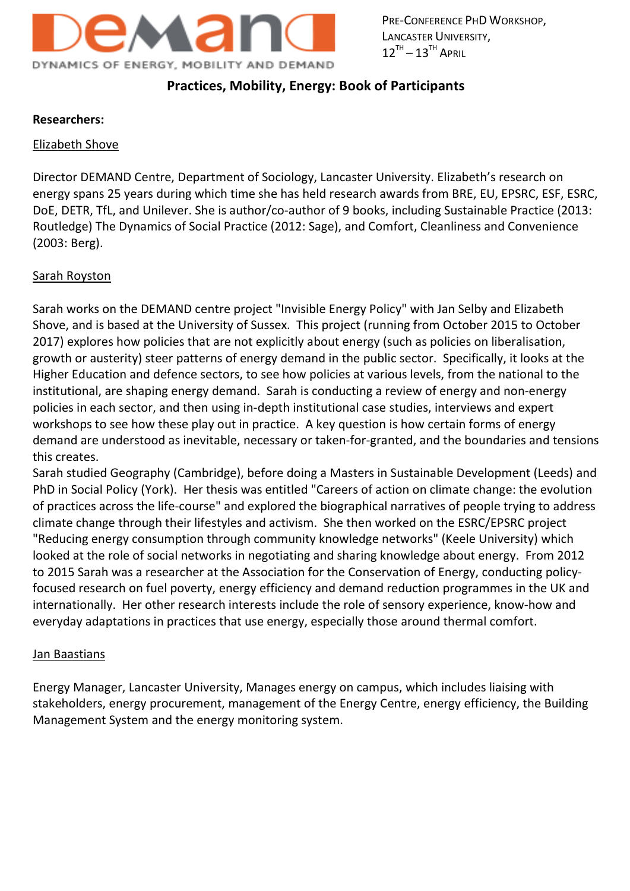**Practices, Mobility, Energy: Book of Participants**

**Researchers:**

Elizabeth Shove

Director DEMAND Centre, Department of Sociology, Lancaster University. Elizabeth's research on energy spans 25 years during which time she has held research awards from BRE, EU, EPSRC, ESF, ESRC, DoE, DETR, TfL, and Unilever. She is author/co-author of 9 books, including Sustainable Practice (2013: Routledge) The Dynamics of Social Practice (2012: Sage), and Comfort, Cleanliness and Convenience (2003: Berg).

Sarah Royston

Sarah works on the DEMAND centre project "Invisible Energy Policy" with Jan Selby and Elizabeth Shove, and is based at the University of Sussex. This project (running from October 2015 to October 2017) explores how policies that are not explicitly about energy (such as policies on liberalisation, growth or austerity) steer patterns of energy demand in the public sector. Specifically, it looks at the Higher Education and defence sectors, to see how policies at various levels, from the national to the institutional, are shaping energy demand. Sarah is conducting a review of energy and non-energy policies in each sector, and then using in-depth institutional case studies, interviews and expert workshops to see how these play out in practice. A key question is how certain forms of energy demand are understood as inevitable, necessary or taken-for-granted, and the boundaries and tensions this creates.

Sarah studied Geography (Cambridge), before doing a Masters in Sustainable Development (Leeds) and PhD in Social Policy (York). Her thesis was entitled "Careers of action on climate change: the evolution of practices across the life-course" and explored the biographical narratives of people trying to address climate change through their lifestyles and activism. She then worked on the ESRC/EPSRC project "Reducing energy consumption through community knowledge networks" (Keele University) which looked at the role of social networks in negotiating and sharing knowledge about energy. From 2012 to 2015 Sarah was a researcher at the Association for the Conservation of Energy, conducting policy-focused research on fuel poverty, energy efficiency and demand reduction programmes in the UK and internationally. Her other research interests include the role of sensory experience, know-how and everyday adaptations in practices that use energy, especially those around thermal comfort.

Jan Baastians

Energy Manager, Lancaster University, Manages energy on campus, which includes liaising with stakeholders, energy procurement, management of the Energy Centre, energy efficiency, the Building Management System and the energy monitoring system.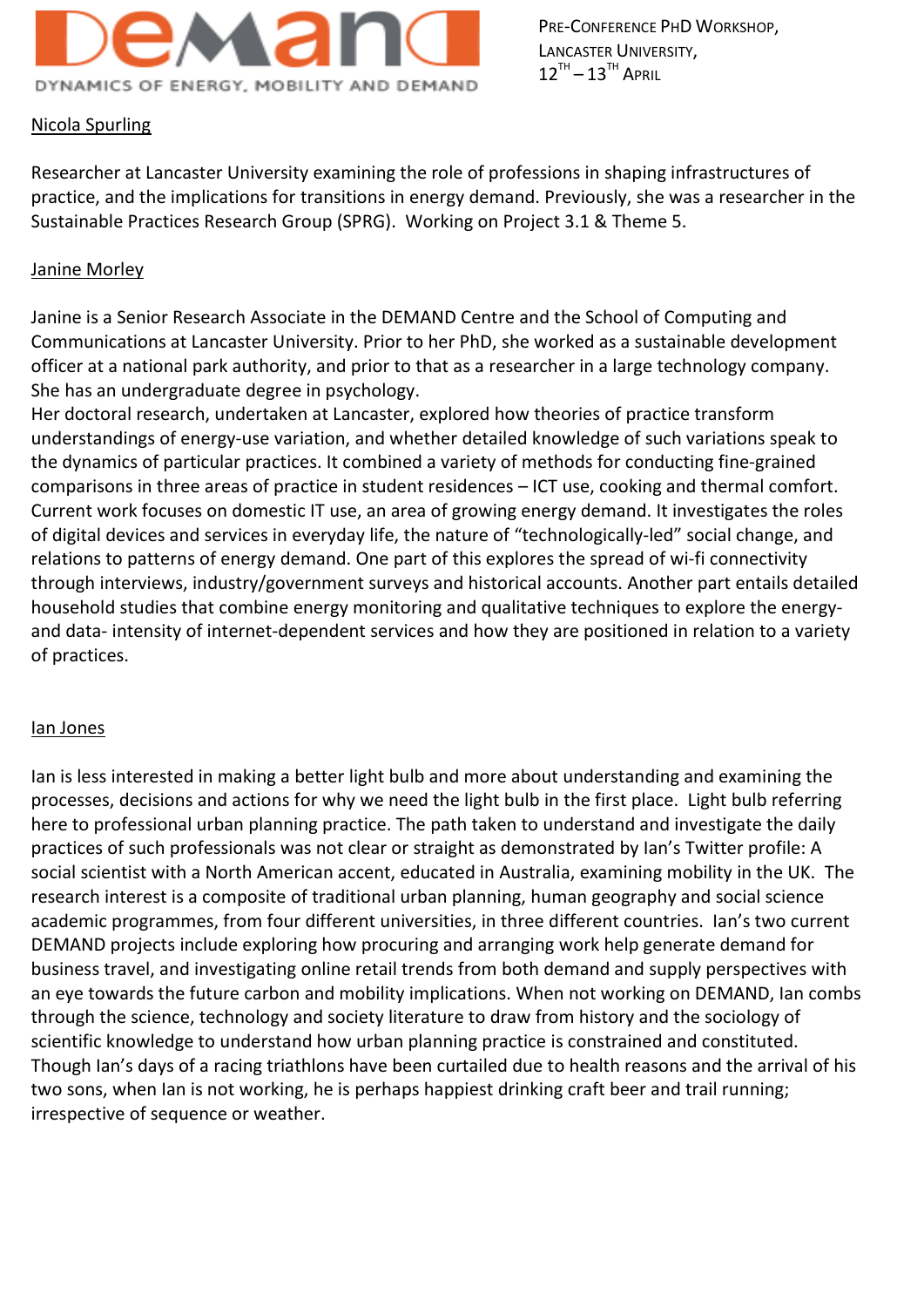Nicola Spurling

Researcher at Lancaster University examining the role of professions in shaping infrastructures of practice, and the implications for transitions in energy demand. Previously, she was a researcher in the Sustainable Practices Research Group (SPRG). Working on Project 3.1 & Theme 5.

Janine Morley

Janine is a Senior Research Associate in the DEMAND Centre and the School of Computing and Communications at Lancaster University. Prior to her PhD, she worked as a sustainable development officer at a national park authority, and prior to that as a researcher in a large technology company. She has an undergraduate degree in psychology.
Her doctoral research, undertaken at Lancaster, explored how theories of practice transform understandings of energy-use variation, and whether detailed knowledge of such variations speak to the dynamics of particular practices. It combined a variety of methods for conducting fine-grained comparisons in three areas of practice in student residences – ICT use, cooking and thermal comfort. Current work focuses on domestic IT use, an area of growing energy demand. It investigates the roles of digital devices and services in everyday life, the nature of "technologically-led" social change, and relations to patterns of energy demand. One part of this explores the spread of wi-fi connectivity through interviews, industry/government surveys and historical accounts. Another part entails detailed household studies that combine energy monitoring and qualitative techniques to explore the energy- and data- intensity of internet-dependent services and how they are positioned in relation to a variety of practices.

Ian Jones

Ian is less interested in making a better light bulb and more about understanding and examining the processes, decisions and actions for why we need the light bulb in the first place. Light bulb referring here to professional urban planning practice. The path taken to understand and investigate the daily practices of such professionals was not clear or straight as demonstrated by Ian's Twitter profile: A social scientist with a North American accent, educated in Australia, examining mobility in the UK. The research interest is a composite of traditional urban planning, human geography and social science academic programmes, from four different universities, in three different countries. Ian's two current DEMAND projects include exploring how procuring and arranging work help generate demand for business travel, and investigating online retail trends from both demand and supply perspectives with an eye towards the future carbon and mobility implications. When not working on DEMAND, Ian combs through the science, technology and society literature to draw from history and the sociology of scientific knowledge to understand how urban planning practice is constrained and constituted. Though Ian's days of a racing triathlons have been curtailed due to health reasons and the arrival of his two sons, when Ian is not working, he is perhaps happiest drinking craft beer and trail running; irrespective of sequence or weather.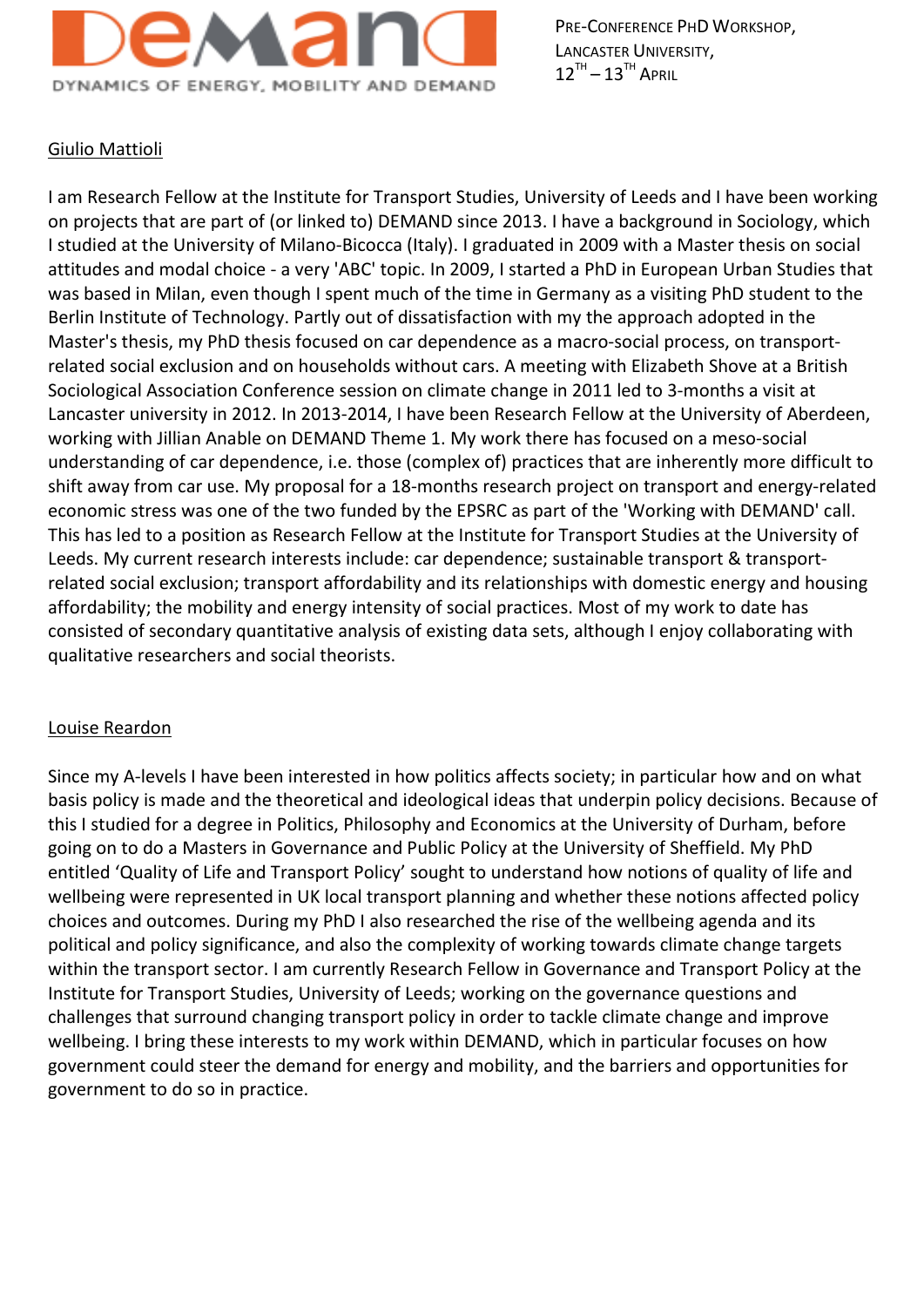Giulio Mattioli

I am Research Fellow at the Institute for Transport Studies, University of Leeds and I have been working on projects that are part of (or linked to) DEMAND since 2013. I have a background in Sociology, which I studied at the University of Milano-Bicocca (Italy). I graduated in 2009 with a Master thesis on social attitudes and modal choice - a very 'ABC' topic. In 2009, I started a PhD in European Urban Studies that was based in Milan, even though I spent much of the time in Germany as a visiting PhD student to the Berlin Institute of Technology. Partly out of dissatisfaction with my the approach adopted in the Master's thesis, my PhD thesis focused on car dependence as a macro-social process, on transport-related social exclusion and on households without cars. A meeting with Elizabeth Shove at a British Sociological Association Conference session on climate change in 2011 led to 3-months a visit at Lancaster university in 2012. In 2013-2014, I have been Research Fellow at the University of Aberdeen, working with Jillian Anable on DEMAND Theme 1. My work there has focused on a meso-social understanding of car dependence, i.e. those (complex of) practices that are inherently more difficult to shift away from car use. My proposal for a 18-months research project on transport and energy-related economic stress was one of the two funded by the EPSRC as part of the 'Working with DEMAND' call. This has led to a position as Research Fellow at the Institute for Transport Studies at the University of Leeds. My current research interests include: car dependence; sustainable transport & transport-related social exclusion; transport affordability and its relationships with domestic energy and housing affordability; the mobility and energy intensity of social practices. Most of my work to date has consisted of secondary quantitative analysis of existing data sets, although I enjoy collaborating with qualitative researchers and social theorists.

Louise Reardon

Since my A-levels I have been interested in how politics affects society; in particular how and on what basis policy is made and the theoretical and ideological ideas that underpin policy decisions. Because of this I studied for a degree in Politics, Philosophy and Economics at the University of Durham, before going on to do a Masters in Governance and Public Policy at the University of Sheffield. My PhD entitled 'Quality of Life and Transport Policy' sought to understand how notions of quality of life and wellbeing were represented in UK local transport planning and whether these notions affected policy choices and outcomes. During my PhD I also researched the rise of the wellbeing agenda and its political and policy significance, and also the complexity of working towards climate change targets within the transport sector. I am currently Research Fellow in Governance and Transport Policy at the Institute for Transport Studies, University of Leeds; working on the governance questions and challenges that surround changing transport policy in order to tackle climate change and improve wellbeing. I bring these interests to my work within DEMAND, which in particular focuses on how government could steer the demand for energy and mobility, and the barriers and opportunities for government to do so in practice.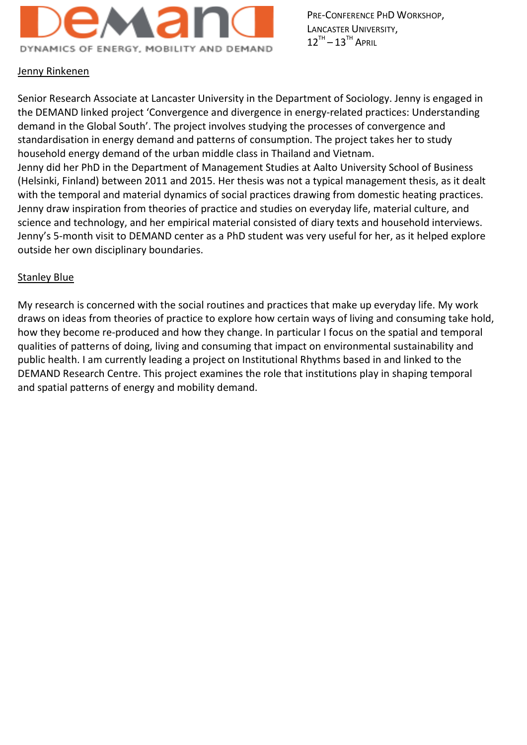Jenny Rinkenen

Senior Research Associate at Lancaster University in the Department of Sociology. Jenny is engaged in the DEMAND linked project 'Convergence and divergence in energy-related practices: Understanding demand in the Global South'. The project involves studying the processes of convergence and standardisation in energy demand and patterns of consumption. The project takes her to study household energy demand of the urban middle class in Thailand and Vietnam.
Jenny did her PhD in the Department of Management Studies at Aalto University School of Business (Helsinki, Finland) between 2011 and 2015. Her thesis was not a typical management thesis, as it dealt with the temporal and material dynamics of social practices drawing from domestic heating practices. Jenny draw inspiration from theories of practice and studies on everyday life, material culture, and science and technology, and her empirical material consisted of diary texts and household interviews. Jenny's 5-month visit to DEMAND center as a PhD student was very useful for her, as it helped explore outside her own disciplinary boundaries.

Stanley Blue

My research is concerned with the social routines and practices that make up everyday life. My work draws on ideas from theories of practice to explore how certain ways of living and consuming take hold, how they become re-produced and how they change. In particular I focus on the spatial and temporal qualities of patterns of doing, living and consuming that impact on environmental sustainability and public health. I am currently leading a project on Institutional Rhythms based in and linked to the DEMAND Research Centre. This project examines the role that institutions play in shaping temporal and spatial patterns of energy and mobility demand.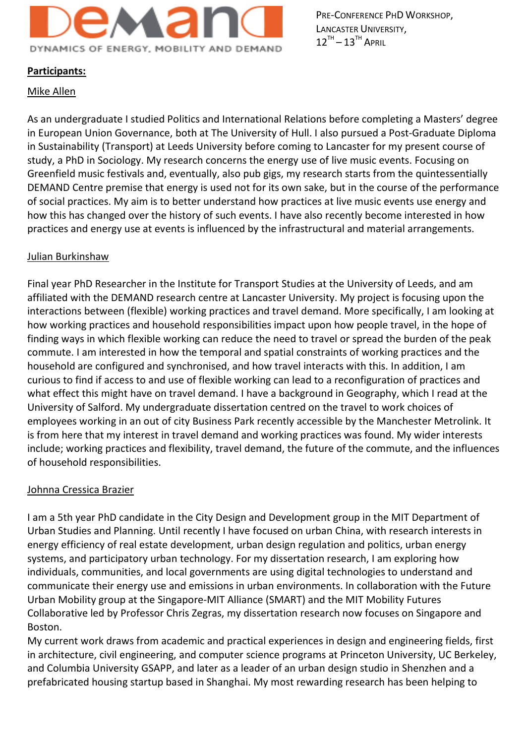**Participants:**

Mike Allen

As an undergraduate I studied Politics and International Relations before completing a Masters' degree in European Union Governance, both at The University of Hull. I also pursued a Post-Graduate Diploma in Sustainability (Transport) at Leeds University before coming to Lancaster for my present course of study, a PhD in Sociology. My research concerns the energy use of live music events. Focusing on Greenfield music festivals and, eventually, also pub gigs, my research starts from the quintessentially DEMAND Centre premise that energy is used not for its own sake, but in the course of the performance of social practices. My aim is to better understand how practices at live music events use energy and how this has changed over the history of such events. I have also recently become interested in how practices and energy use at events is influenced by the infrastructural and material arrangements.

Julian Burkinshaw

Final year PhD Researcher in the Institute for Transport Studies at the University of Leeds, and am affiliated with the DEMAND research centre at Lancaster University. My project is focusing upon the interactions between (flexible) working practices and travel demand. More specifically, I am looking at how working practices and household responsibilities impact upon how people travel, in the hope of finding ways in which flexible working can reduce the need to travel or spread the burden of the peak commute. I am interested in how the temporal and spatial constraints of working practices and the household are configured and synchronised, and how travel interacts with this. In addition, I am curious to find if access to and use of flexible working can lead to a reconfiguration of practices and what effect this might have on travel demand. I have a background in Geography, which I read at the University of Salford. My undergraduate dissertation centred on the travel to work choices of employees working in an out of city Business Park recently accessible by the Manchester Metrolink. It is from here that my interest in travel demand and working practices was found. My wider interests include; working practices and flexibility, travel demand, the future of the commute, and the influences of household responsibilities.

Johnna Cressica Brazier

I am a 5th year PhD candidate in the City Design and Development group in the MIT Department of Urban Studies and Planning. Until recently I have focused on urban China, with research interests in energy efficiency of real estate development, urban design regulation and politics, urban energy systems, and participatory urban technology. For my dissertation research, I am exploring how individuals, communities, and local governments are using digital technologies to understand and communicate their energy use and emissions in urban environments. In collaboration with the Future Urban Mobility group at the Singapore-MIT Alliance (SMART) and the MIT Mobility Futures Collaborative led by Professor Chris Zegras, my dissertation research now focuses on Singapore and Boston.
My current work draws from academic and practical experiences in design and engineering fields, first in architecture, civil engineering, and computer science programs at Princeton University, UC Berkeley, and Columbia University GSAPP, and later as a leader of an urban design studio in Shenzhen and a prefabricated housing startup based in Shanghai. My most rewarding research has been helping to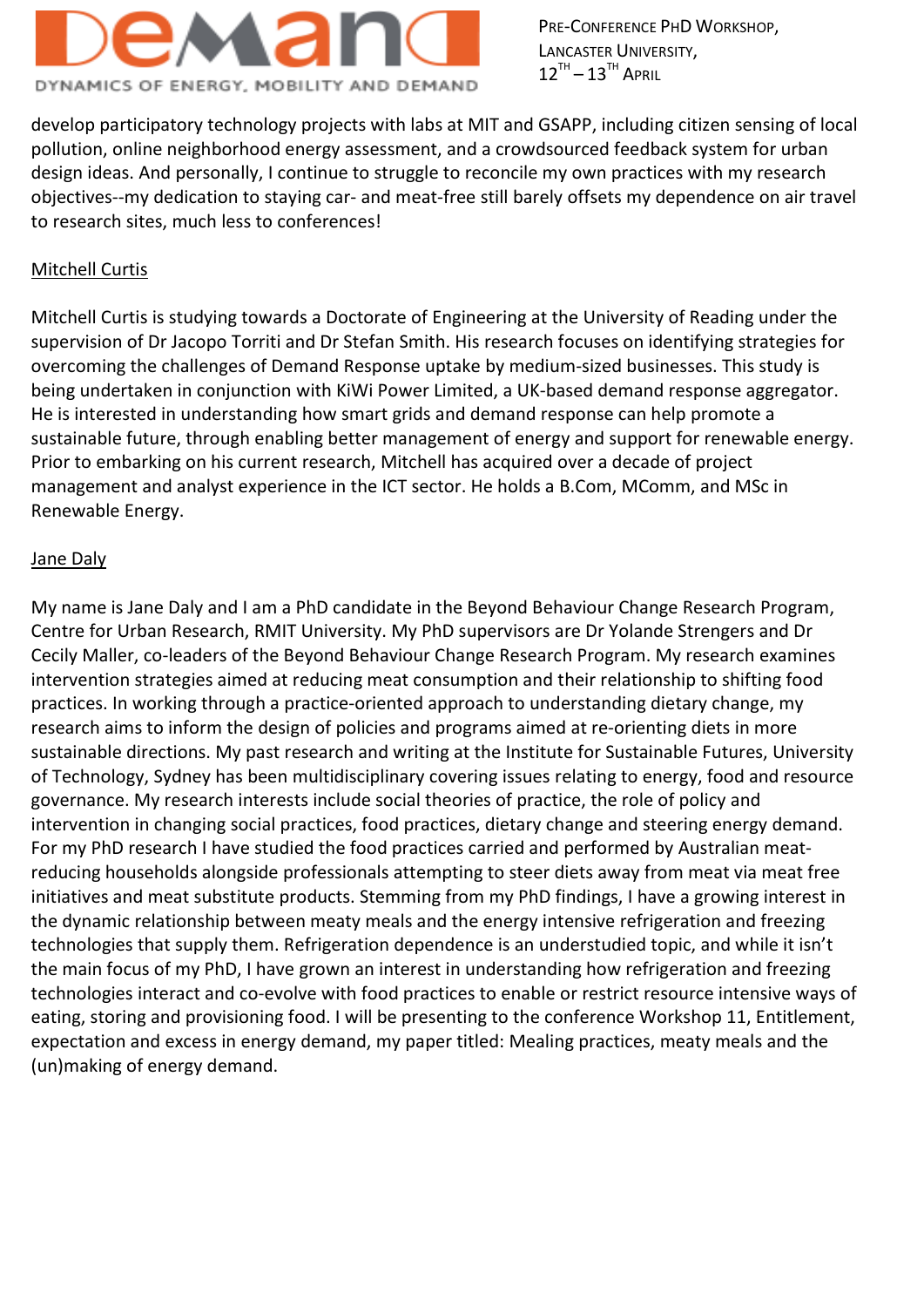develop participatory technology projects with labs at MIT and GSAPP, including citizen sensing of local pollution, online neighborhood energy assessment, and a crowdsourced feedback system for urban design ideas. And personally, I continue to struggle to reconcile my own practices with my research objectives--my dedication to staying car- and meat-free still barely offsets my dependence on air travel to research sites, much less to conferences!

## Mitchell Curtis

Mitchell Curtis is studying towards a Doctorate of Engineering at the University of Reading under the supervision of Dr Jacopo Torriti and Dr Stefan Smith. His research focuses on identifying strategies for overcoming the challenges of Demand Response uptake by medium-sized businesses. This study is being undertaken in conjunction with KiWi Power Limited, a UK-based demand response aggregator. He is interested in understanding how smart grids and demand response can help promote a sustainable future, through enabling better management of energy and support for renewable energy. Prior to embarking on his current research, Mitchell has acquired over a decade of project management and analyst experience in the ICT sector. He holds a B.Com, MComm, and MSc in Renewable Energy.

## Jane Daly

My name is Jane Daly and I am a PhD candidate in the Beyond Behaviour Change Research Program, Centre for Urban Research, RMIT University. My PhD supervisors are Dr Yolande Strengers and Dr Cecily Maller, co-leaders of the Beyond Behaviour Change Research Program. My research examines intervention strategies aimed at reducing meat consumption and their relationship to shifting food practices. In working through a practice-oriented approach to understanding dietary change, my research aims to inform the design of policies and programs aimed at re-orienting diets in more sustainable directions. My past research and writing at the Institute for Sustainable Futures, University of Technology, Sydney has been multidisciplinary covering issues relating to energy, food and resource governance. My research interests include social theories of practice, the role of policy and intervention in changing social practices, food practices, dietary change and steering energy demand. For my PhD research I have studied the food practices carried and performed by Australian meat-reducing households alongside professionals attempting to steer diets away from meat via meat free initiatives and meat substitute products. Stemming from my PhD findings, I have a growing interest in the dynamic relationship between meaty meals and the energy intensive refrigeration and freezing technologies that supply them. Refrigeration dependence is an understudied topic, and while it isn't the main focus of my PhD, I have grown an interest in understanding how refrigeration and freezing technologies interact and co-evolve with food practices to enable or restrict resource intensive ways of eating, storing and provisioning food. I will be presenting to the conference Workshop 11, Entitlement, expectation and excess in energy demand, my paper titled: Mealing practices, meaty meals and the (un)making of energy demand.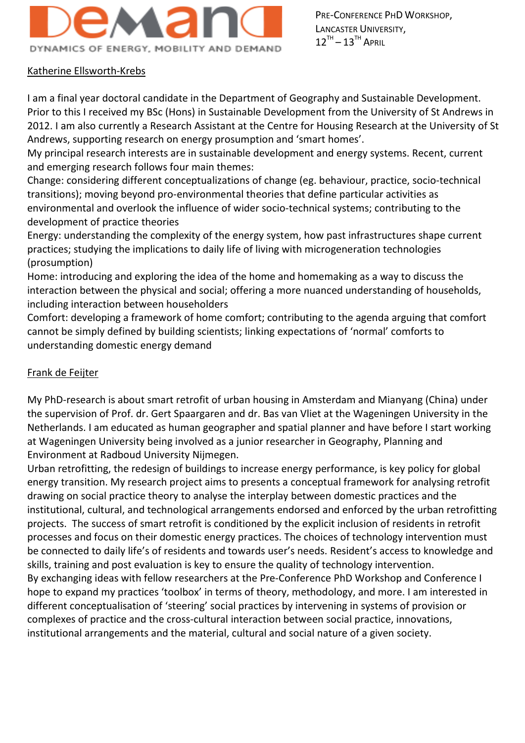Katherine Ellsworth-Krebs

I am a final year doctoral candidate in the Department of Geography and Sustainable Development. Prior to this I received my BSc (Hons) in Sustainable Development from the University of St Andrews in 2012. I am also currently a Research Assistant at the Centre for Housing Research at the University of St Andrews, supporting research on energy prosumption and 'smart homes'.
My principal research interests are in sustainable development and energy systems. Recent, current and emerging research follows four main themes:
Change: considering different conceptualizations of change (eg. behaviour, practice, socio-technical transitions); moving beyond pro-environmental theories that define particular activities as environmental and overlook the influence of wider socio-technical systems; contributing to the development of practice theories
Energy: understanding the complexity of the energy system, how past infrastructures shape current practices; studying the implications to daily life of living with microgeneration technologies (prosumption)
Home: introducing and exploring the idea of the home and homemaking as a way to discuss the interaction between the physical and social; offering a more nuanced understanding of households, including interaction between householders
Comfort: developing a framework of home comfort; contributing to the agenda arguing that comfort cannot be simply defined by building scientists; linking expectations of 'normal' comforts to understanding domestic energy demand

Frank de Feijter

My PhD-research is about smart retrofit of urban housing in Amsterdam and Mianyang (China) under the supervision of Prof. dr. Gert Spaargaren and dr. Bas van Vliet at the Wageningen University in the Netherlands. I am educated as human geographer and spatial planner and have before I start working at Wageningen University being involved as a junior researcher in Geography, Planning and Environment at Radboud University Nijmegen.
Urban retrofitting, the redesign of buildings to increase energy performance, is key policy for global energy transition. My research project aims to presents a conceptual framework for analysing retrofit drawing on social practice theory to analyse the interplay between domestic practices and the institutional, cultural, and technological arrangements endorsed and enforced by the urban retrofitting projects. The success of smart retrofit is conditioned by the explicit inclusion of residents in retrofit processes and focus on their domestic energy practices. The choices of technology intervention must be connected to daily life's of residents and towards user's needs. Resident's access to knowledge and skills, training and post evaluation is key to ensure the quality of technology intervention.
By exchanging ideas with fellow researchers at the Pre-Conference PhD Workshop and Conference I hope to expand my practices 'toolbox' in terms of theory, methodology, and more. I am interested in different conceptualisation of 'steering' social practices by intervening in systems of provision or complexes of practice and the cross-cultural interaction between social practice, innovations, institutional arrangements and the material, cultural and social nature of a given society.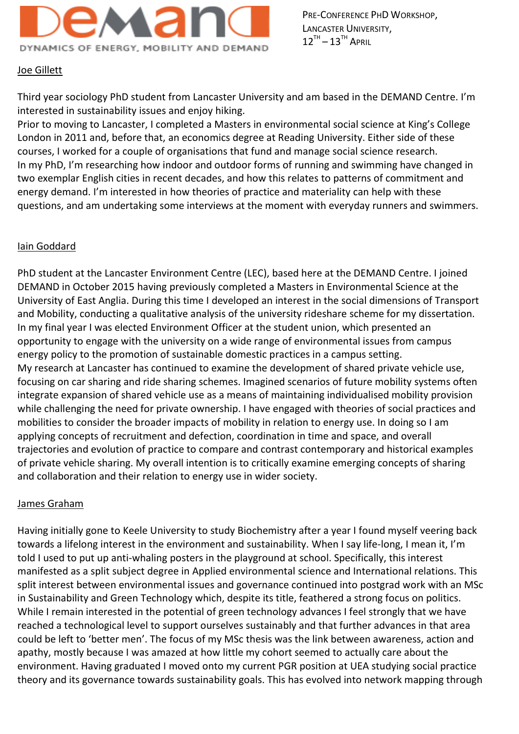Joe Gillett

Third year sociology PhD student from Lancaster University and am based in the DEMAND Centre. I'm interested in sustainability issues and enjoy hiking.
Prior to moving to Lancaster, I completed a Masters in environmental social science at King's College London in 2011 and, before that, an economics degree at Reading University. Either side of these courses, I worked for a couple of organisations that fund and manage social science research.
In my PhD, I'm researching how indoor and outdoor forms of running and swimming have changed in two exemplar English cities in recent decades, and how this relates to patterns of commitment and energy demand. I'm interested in how theories of practice and materiality can help with these questions, and am undertaking some interviews at the moment with everyday runners and swimmers.

Iain Goddard

PhD student at the Lancaster Environment Centre (LEC), based here at the DEMAND Centre. I joined DEMAND in October 2015 having previously completed a Masters in Environmental Science at the University of East Anglia. During this time I developed an interest in the social dimensions of Transport and Mobility, conducting a qualitative analysis of the university rideshare scheme for my dissertation. In my final year I was elected Environment Officer at the student union, which presented an opportunity to engage with the university on a wide range of environmental issues from campus energy policy to the promotion of sustainable domestic practices in a campus setting.
My research at Lancaster has continued to examine the development of shared private vehicle use, focusing on car sharing and ride sharing schemes. Imagined scenarios of future mobility systems often integrate expansion of shared vehicle use as a means of maintaining individualised mobility provision while challenging the need for private ownership. I have engaged with theories of social practices and mobilities to consider the broader impacts of mobility in relation to energy use. In doing so I am applying concepts of recruitment and defection, coordination in time and space, and overall trajectories and evolution of practice to compare and contrast contemporary and historical examples of private vehicle sharing. My overall intention is to critically examine emerging concepts of sharing and collaboration and their relation to energy use in wider society.

James Graham

Having initially gone to Keele University to study Biochemistry after a year I found myself veering back towards a lifelong interest in the environment and sustainability. When I say life-long, I mean it, I'm told I used to put up anti-whaling posters in the playground at school. Specifically, this interest manifested as a split subject degree in Applied environmental science and International relations. This split interest between environmental issues and governance continued into postgrad work with an MSc in Sustainability and Green Technology which, despite its title, feathered a strong focus on politics. While I remain interested in the potential of green technology advances I feel strongly that we have reached a technological level to support ourselves sustainably and that further advances in that area could be left to 'better men'. The focus of my MSc thesis was the link between awareness, action and apathy, mostly because I was amazed at how little my cohort seemed to actually care about the environment. Having graduated I moved onto my current PGR position at UEA studying social practice theory and its governance towards sustainability goals. This has evolved into network mapping through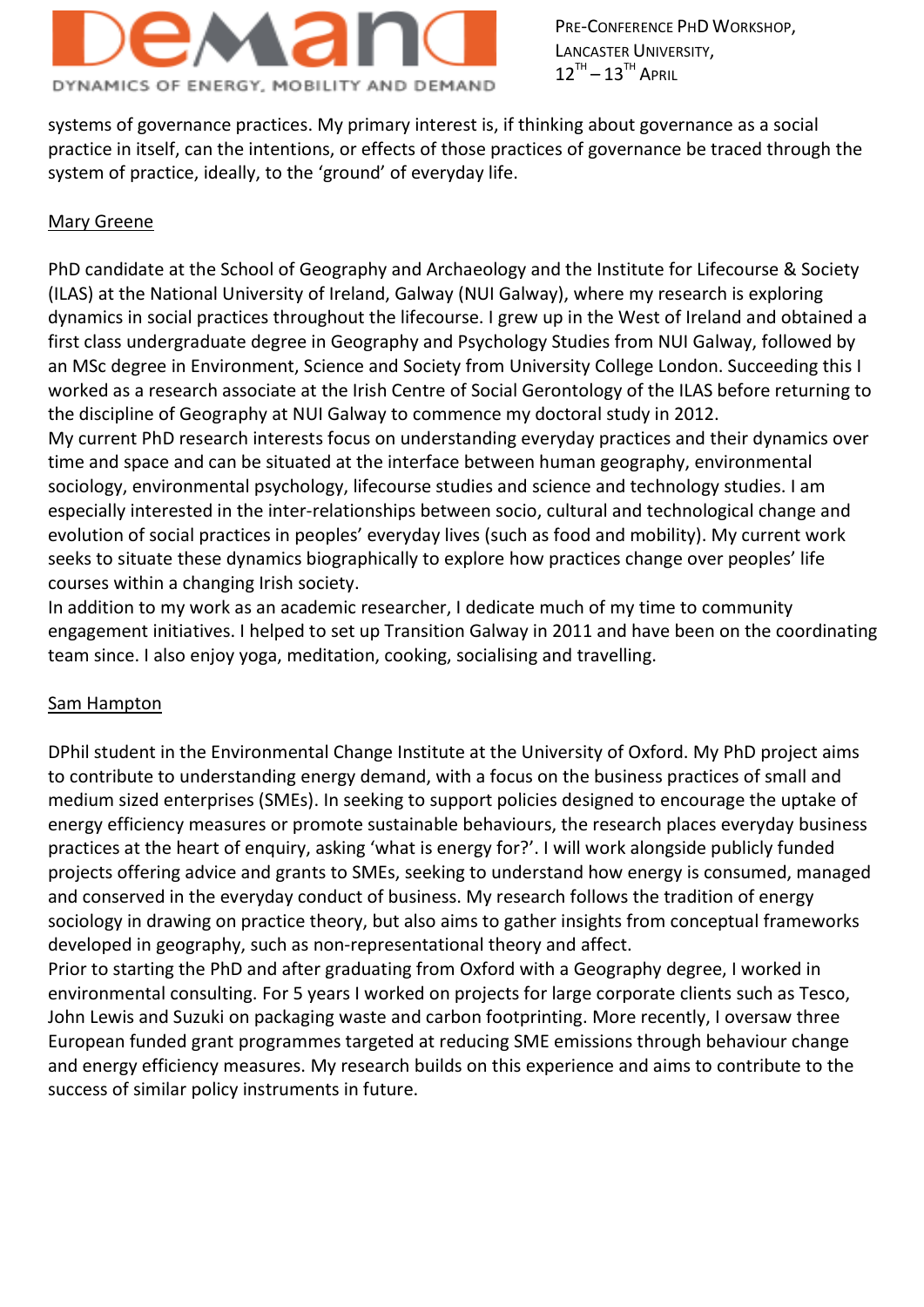systems of governance practices. My primary interest is, if thinking about governance as a social practice in itself, can the intentions, or effects of those practices of governance be traced through the system of practice, ideally, to the 'ground' of everyday life.

Mary Greene

PhD candidate at the School of Geography and Archaeology and the Institute for Lifecourse & Society (ILAS) at the National University of Ireland, Galway (NUI Galway), where my research is exploring dynamics in social practices throughout the lifecourse. I grew up in the West of Ireland and obtained a first class undergraduate degree in Geography and Psychology Studies from NUI Galway, followed by an MSc degree in Environment, Science and Society from University College London. Succeeding this I worked as a research associate at the Irish Centre of Social Gerontology of the ILAS before returning to the discipline of Geography at NUI Galway to commence my doctoral study in 2012.
My current PhD research interests focus on understanding everyday practices and their dynamics over time and space and can be situated at the interface between human geography, environmental sociology, environmental psychology, lifecourse studies and science and technology studies. I am especially interested in the inter-relationships between socio, cultural and technological change and evolution of social practices in peoples' everyday lives (such as food and mobility). My current work seeks to situate these dynamics biographically to explore how practices change over peoples' life courses within a changing Irish society.
In addition to my work as an academic researcher, I dedicate much of my time to community engagement initiatives. I helped to set up Transition Galway in 2011 and have been on the coordinating team since. I also enjoy yoga, meditation, cooking, socialising and travelling.

Sam Hampton

DPhil student in the Environmental Change Institute at the University of Oxford. My PhD project aims to contribute to understanding energy demand, with a focus on the business practices of small and medium sized enterprises (SMEs). In seeking to support policies designed to encourage the uptake of energy efficiency measures or promote sustainable behaviours, the research places everyday business practices at the heart of enquiry, asking 'what is energy for?'. I will work alongside publicly funded projects offering advice and grants to SMEs, seeking to understand how energy is consumed, managed and conserved in the everyday conduct of business. My research follows the tradition of energy sociology in drawing on practice theory, but also aims to gather insights from conceptual frameworks developed in geography, such as non-representational theory and affect.
Prior to starting the PhD and after graduating from Oxford with a Geography degree, I worked in environmental consulting. For 5 years I worked on projects for large corporate clients such as Tesco, John Lewis and Suzuki on packaging waste and carbon footprinting. More recently, I oversaw three European funded grant programmes targeted at reducing SME emissions through behaviour change and energy efficiency measures. My research builds on this experience and aims to contribute to the success of similar policy instruments in future.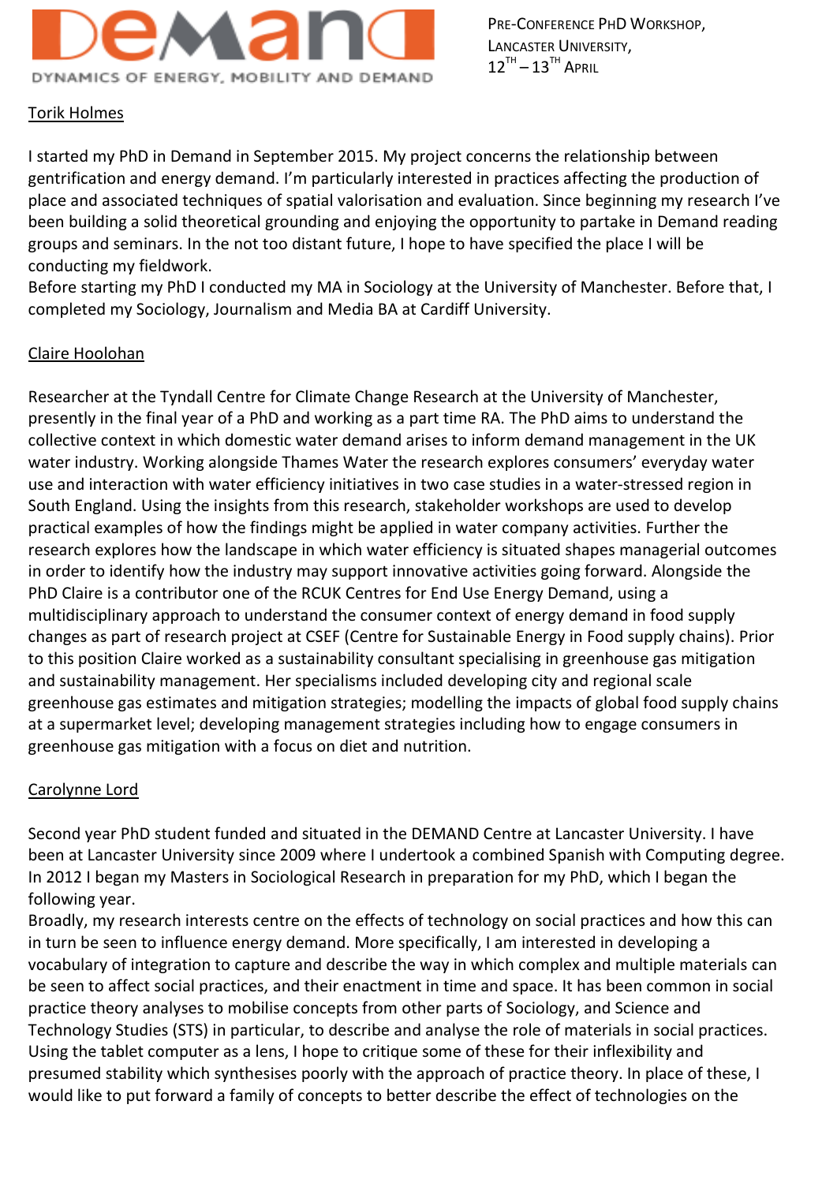Torik Holmes

I started my PhD in Demand in September 2015. My project concerns the relationship between gentrification and energy demand. I'm particularly interested in practices affecting the production of place and associated techniques of spatial valorisation and evaluation. Since beginning my research I've been building a solid theoretical grounding and enjoying the opportunity to partake in Demand reading groups and seminars. In the not too distant future, I hope to have specified the place I will be conducting my fieldwork.
Before starting my PhD I conducted my MA in Sociology at the University of Manchester. Before that, I completed my Sociology, Journalism and Media BA at Cardiff University.

Claire Hoolohan

Researcher at the Tyndall Centre for Climate Change Research at the University of Manchester, presently in the final year of a PhD and working as a part time RA. The PhD aims to understand the collective context in which domestic water demand arises to inform demand management in the UK water industry. Working alongside Thames Water the research explores consumers' everyday water use and interaction with water efficiency initiatives in two case studies in a water-stressed region in South England. Using the insights from this research, stakeholder workshops are used to develop practical examples of how the findings might be applied in water company activities. Further the research explores how the landscape in which water efficiency is situated shapes managerial outcomes in order to identify how the industry may support innovative activities going forward. Alongside the PhD Claire is a contributor one of the RCUK Centres for End Use Energy Demand, using a multidisciplinary approach to understand the consumer context of energy demand in food supply changes as part of research project at CSEF (Centre for Sustainable Energy in Food supply chains). Prior to this position Claire worked as a sustainability consultant specialising in greenhouse gas mitigation and sustainability management. Her specialisms included developing city and regional scale greenhouse gas estimates and mitigation strategies; modelling the impacts of global food supply chains at a supermarket level; developing management strategies including how to engage consumers in greenhouse gas mitigation with a focus on diet and nutrition.

Carolynne Lord

Second year PhD student funded and situated in the DEMAND Centre at Lancaster University. I have been at Lancaster University since 2009 where I undertook a combined Spanish with Computing degree. In 2012 I began my Masters in Sociological Research in preparation for my PhD, which I began the following year.
Broadly, my research interests centre on the effects of technology on social practices and how this can in turn be seen to influence energy demand. More specifically, I am interested in developing a vocabulary of integration to capture and describe the way in which complex and multiple materials can be seen to affect social practices, and their enactment in time and space. It has been common in social practice theory analyses to mobilise concepts from other parts of Sociology, and Science and Technology Studies (STS) in particular, to describe and analyse the role of materials in social practices. Using the tablet computer as a lens, I hope to critique some of these for their inflexibility and presumed stability which synthesises poorly with the approach of practice theory. In place of these, I would like to put forward a family of concepts to better describe the effect of technologies on the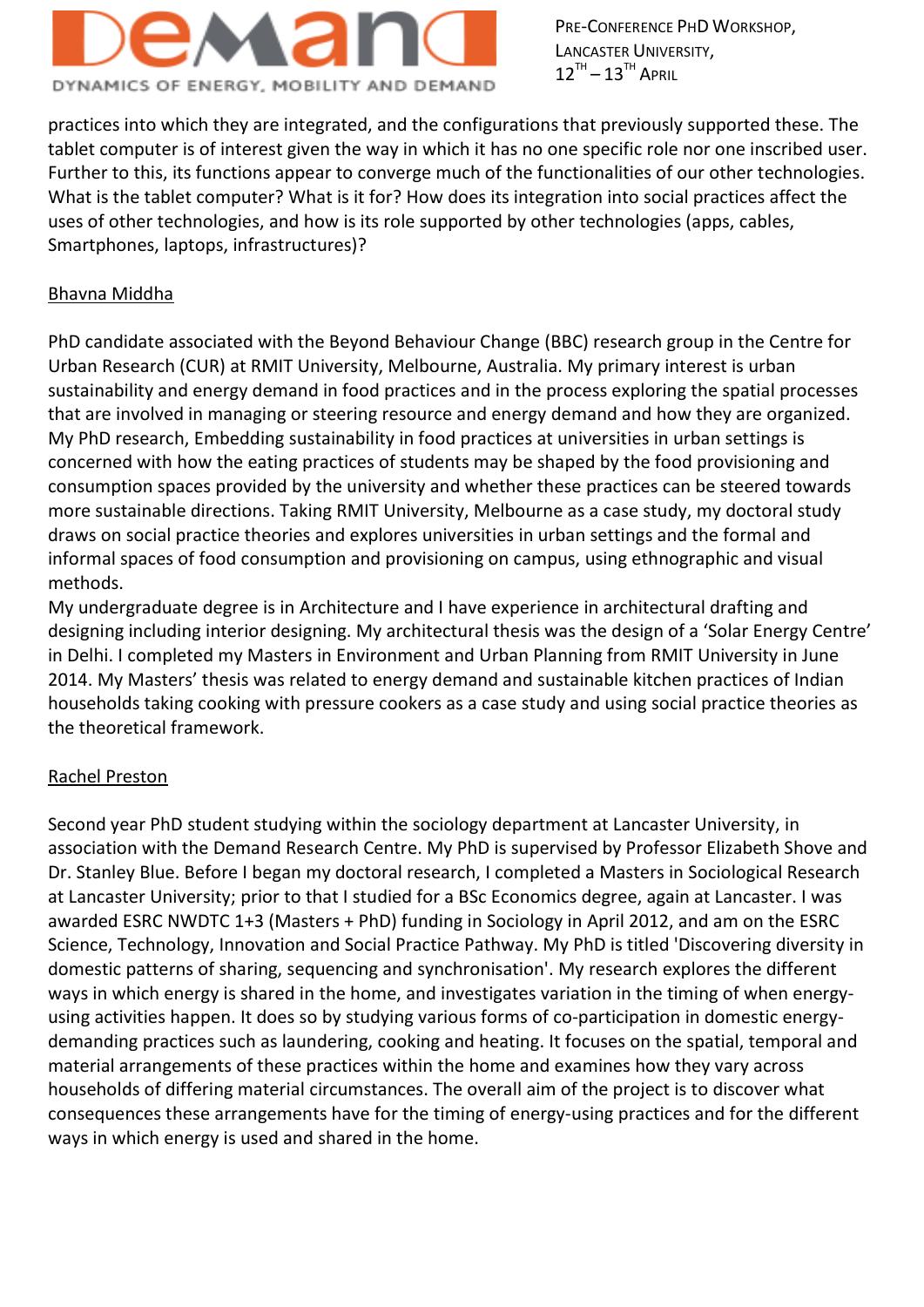practices into which they are integrated, and the configurations that previously supported these. The tablet computer is of interest given the way in which it has no one specific role nor one inscribed user. Further to this, its functions appear to converge much of the functionalities of our other technologies. What is the tablet computer? What is it for? How does its integration into social practices affect the uses of other technologies, and how is its role supported by other technologies (apps, cables, Smartphones, laptops, infrastructures)?

## Bhavna Middha

PhD candidate associated with the Beyond Behaviour Change (BBC) research group in the Centre for Urban Research (CUR) at RMIT University, Melbourne, Australia. My primary interest is urban sustainability and energy demand in food practices and in the process exploring the spatial processes that are involved in managing or steering resource and energy demand and how they are organized. My PhD research, Embedding sustainability in food practices at universities in urban settings is concerned with how the eating practices of students may be shaped by the food provisioning and consumption spaces provided by the university and whether these practices can be steered towards more sustainable directions. Taking RMIT University, Melbourne as a case study, my doctoral study draws on social practice theories and explores universities in urban settings and the formal and informal spaces of food consumption and provisioning on campus, using ethnographic and visual methods.
My undergraduate degree is in Architecture and I have experience in architectural drafting and designing including interior designing. My architectural thesis was the design of a 'Solar Energy Centre' in Delhi. I completed my Masters in Environment and Urban Planning from RMIT University in June 2014. My Masters' thesis was related to energy demand and sustainable kitchen practices of Indian households taking cooking with pressure cookers as a case study and using social practice theories as the theoretical framework.

## Rachel Preston

Second year PhD student studying within the sociology department at Lancaster University, in association with the Demand Research Centre. My PhD is supervised by Professor Elizabeth Shove and Dr. Stanley Blue. Before I began my doctoral research, I completed a Masters in Sociological Research at Lancaster University; prior to that I studied for a BSc Economics degree, again at Lancaster. I was awarded ESRC NWDTC 1+3 (Masters + PhD) funding in Sociology in April 2012, and am on the ESRC Science, Technology, Innovation and Social Practice Pathway. My PhD is titled 'Discovering diversity in domestic patterns of sharing, sequencing and synchronisation'. My research explores the different ways in which energy is shared in the home, and investigates variation in the timing of when energy-using activities happen. It does so by studying various forms of co-participation in domestic energy-demanding practices such as laundering, cooking and heating. It focuses on the spatial, temporal and material arrangements of these practices within the home and examines how they vary across households of differing material circumstances. The overall aim of the project is to discover what consequences these arrangements have for the timing of energy-using practices and for the different ways in which energy is used and shared in the home.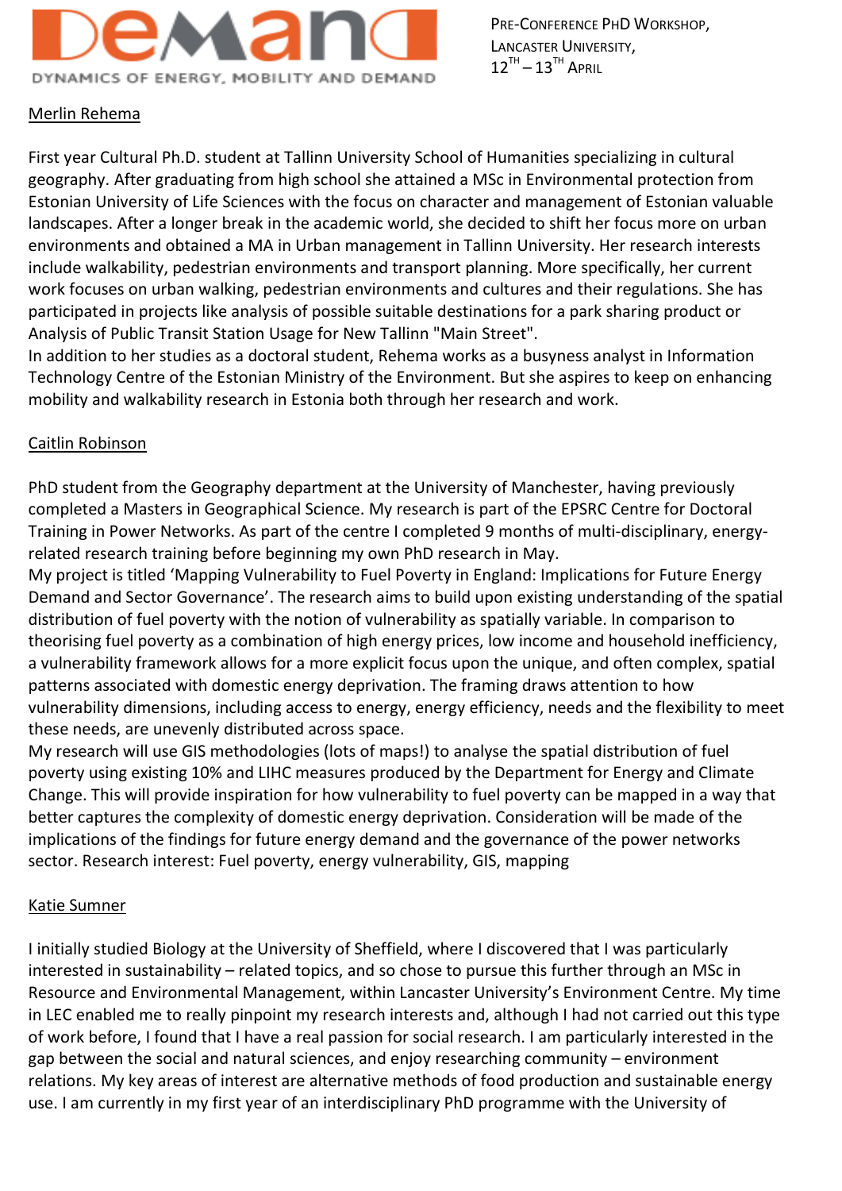## Merlin Rehema

First year Cultural Ph.D. student at Tallinn University School of Humanities specializing in cultural geography. After graduating from high school she attained a MSc in Environmental protection from Estonian University of Life Sciences with the focus on character and management of Estonian valuable landscapes. After a longer break in the academic world, she decided to shift her focus more on urban environments and obtained a MA in Urban management in Tallinn University. Her research interests include walkability, pedestrian environments and transport planning. More specifically, her current work focuses on urban walking, pedestrian environments and cultures and their regulations. She has participated in projects like analysis of possible suitable destinations for a park sharing product or Analysis of Public Transit Station Usage for New Tallinn "Main Street".
In addition to her studies as a doctoral student, Rehema works as a busyness analyst in Information Technology Centre of the Estonian Ministry of the Environment. But she aspires to keep on enhancing mobility and walkability research in Estonia both through her research and work.

## Caitlin Robinson

PhD student from the Geography department at the University of Manchester, having previously completed a Masters in Geographical Science. My research is part of the EPSRC Centre for Doctoral Training in Power Networks. As part of the centre I completed 9 months of multi-disciplinary, energy-related research training before beginning my own PhD research in May.
My project is titled 'Mapping Vulnerability to Fuel Poverty in England: Implications for Future Energy Demand and Sector Governance'. The research aims to build upon existing understanding of the spatial distribution of fuel poverty with the notion of vulnerability as spatially variable. In comparison to theorising fuel poverty as a combination of high energy prices, low income and household inefficiency, a vulnerability framework allows for a more explicit focus upon the unique, and often complex, spatial patterns associated with domestic energy deprivation. The framing draws attention to how vulnerability dimensions, including access to energy, energy efficiency, needs and the flexibility to meet these needs, are unevenly distributed across space.
My research will use GIS methodologies (lots of maps!) to analyse the spatial distribution of fuel poverty using existing 10% and LIHC measures produced by the Department for Energy and Climate Change. This will provide inspiration for how vulnerability to fuel poverty can be mapped in a way that better captures the complexity of domestic energy deprivation. Consideration will be made of the implications of the findings for future energy demand and the governance of the power networks sector. Research interest: Fuel poverty, energy vulnerability, GIS, mapping

## Katie Sumner

I initially studied Biology at the University of Sheffield, where I discovered that I was particularly interested in sustainability – related topics, and so chose to pursue this further through an MSc in Resource and Environmental Management, within Lancaster University's Environment Centre. My time in LEC enabled me to really pinpoint my research interests and, although I had not carried out this type of work before, I found that I have a real passion for social research. I am particularly interested in the gap between the social and natural sciences, and enjoy researching community – environment relations. My key areas of interest are alternative methods of food production and sustainable energy use. I am currently in my first year of an interdisciplinary PhD programme with the University of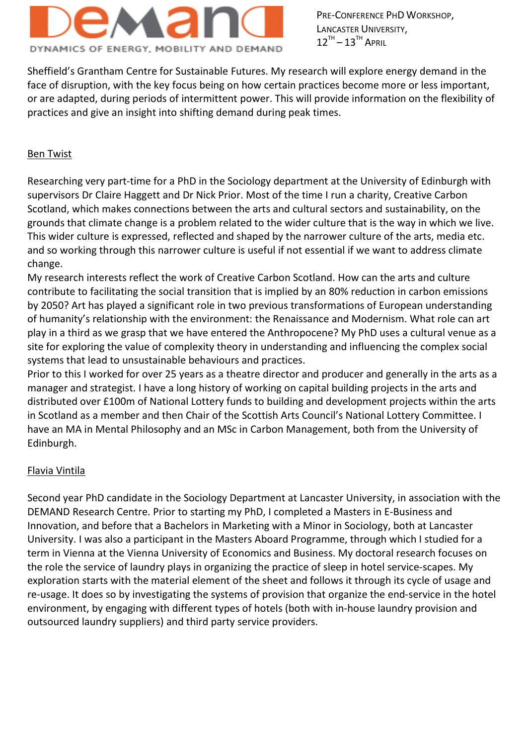Sheffield's Grantham Centre for Sustainable Futures. My research will explore energy demand in the face of disruption, with the key focus being on how certain practices become more or less important, or are adapted, during periods of intermittent power. This will provide information on the flexibility of practices and give an insight into shifting demand during peak times.

## Ben Twist

Researching very part-time for a PhD in the Sociology department at the University of Edinburgh with supervisors Dr Claire Haggett and Dr Nick Prior. Most of the time I run a charity, Creative Carbon Scotland, which makes connections between the arts and cultural sectors and sustainability, on the grounds that climate change is a problem related to the wider culture that is the way in which we live. This wider culture is expressed, reflected and shaped by the narrower culture of the arts, media etc. and so working through this narrower culture is useful if not essential if we want to address climate change.

My research interests reflect the work of Creative Carbon Scotland. How can the arts and culture contribute to facilitating the social transition that is implied by an 80% reduction in carbon emissions by 2050? Art has played a significant role in two previous transformations of European understanding of humanity's relationship with the environment: the Renaissance and Modernism. What role can art play in a third as we grasp that we have entered the Anthropocene? My PhD uses a cultural venue as a site for exploring the value of complexity theory in understanding and influencing the complex social systems that lead to unsustainable behaviours and practices.

Prior to this I worked for over 25 years as a theatre director and producer and generally in the arts as a manager and strategist. I have a long history of working on capital building projects in the arts and distributed over £100m of National Lottery funds to building and development projects within the arts in Scotland as a member and then Chair of the Scottish Arts Council's National Lottery Committee. I have an MA in Mental Philosophy and an MSc in Carbon Management, both from the University of Edinburgh.

## Flavia Vintila

Second year PhD candidate in the Sociology Department at Lancaster University, in association with the DEMAND Research Centre. Prior to starting my PhD, I completed a Masters in E-Business and Innovation, and before that a Bachelors in Marketing with a Minor in Sociology, both at Lancaster University. I was also a participant in the Masters Aboard Programme, through which I studied for a term in Vienna at the Vienna University of Economics and Business. My doctoral research focuses on the role the service of laundry plays in organizing the practice of sleep in hotel service-scapes. My exploration starts with the material element of the sheet and follows it through its cycle of usage and re-usage. It does so by investigating the systems of provision that organize the end-service in the hotel environment, by engaging with different types of hotels (both with in-house laundry provision and outsourced laundry suppliers) and third party service providers.